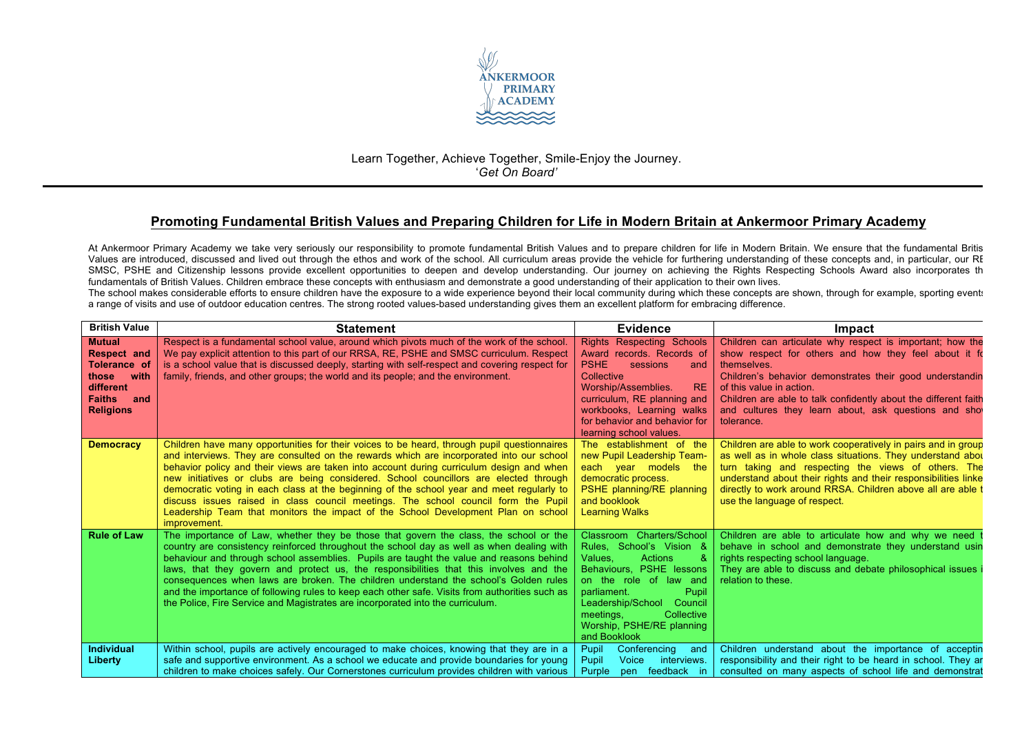ANKERMOOR PRIMARY ACADEMY

Learn Together, Achieve Together, Smile-Enjoy the Journey.
'*Get On Board*'

## Promoting Fundamental British Values and Preparing Children for Life in Modern Britain at Ankermoor Primary Academy

At Ankermoor Primary Academy we take very seriously our responsibility to promote fundamental British Values and to prepare children for life in Modern Britain. We ensure that the fundamental Britis Values are introduced, discussed and lived out through the ethos and work of the school. All curriculum areas provide the vehicle for furthering understanding of these concepts and, in particular, our RE SMSC, PSHE and Citizenship lessons provide excellent opportunities to deepen and develop understanding. Our journey on achieving the Rights Respecting Schools Award also incorporates th fundamentals of British Values. Children embrace these concepts with enthusiasm and demonstrate a good understanding of their application to their own lives.
The school makes considerable efforts to ensure children have the exposure to a wide experience beyond their local community during which these concepts are shown, through for example, sporting events a range of visits and use of outdoor education centres. The strong rooted values-based understanding gives them an excellent platform for embracing difference.

| British Value | Statement | Evidence | Impact |
| --- | --- | --- | --- |
| **Mutual Respect and Tolerance of those with different Faiths and Religions** | Respect is a fundamental school value, around which pivots much of the work of the school. We pay explicit attention to this part of our RRSA, RE, PSHE and SMSC curriculum. Respect is a school value that is discussed deeply, starting with self-respect and covering respect for family, friends, and other groups; the world and its people; and the environment. | Rights Respecting Schools Award records. Records of PSHE sessions and Collective Worship/Assemblies. RE curriculum, RE planning and workbooks, Learning walks for behavior and behavior for learning school values. | Children can articulate why respect is important; how the show respect for others and how they feel about it fo themselves.<br>Children's behavior demonstrates their good understandin of this value in action.<br>Children are able to talk confidently about the different faith and cultures they learn about, ask questions and show tolerance. |
| **Democracy** | Children have many opportunities for their voices to be heard, through pupil questionnaires and interviews. They are consulted on the rewards which are incorporated into our school behavior policy and their views are taken into account during curriculum design and when new initiatives or clubs are being considered. School councillors are elected through democratic voting in each class at the beginning of the school year and meet regularly to discuss issues raised in class council meetings. The school council form the Pupil Leadership Team that monitors the impact of the School Development Plan on school improvement. | The establishment of the new Pupil Leadership Team- each year models the democratic process.<br>PSHE planning/RE planning and booklook<br>Learning Walks | Children are able to work cooperatively in pairs and in group as well as in whole class situations. They understand abou turn taking and respecting the views of others. The understand about their rights and their responsibilities linke directly to work around RRSA. Children above all are able t use the language of respect. |
| **Rule of Law** | The importance of Law, whether they be those that govern the class, the school or the country are consistency reinforced throughout the school day as well as when dealing with behaviour and through school assemblies. Pupils are taught the value and reasons behind laws, that they govern and protect us, the responsibilities that this involves and the consequences when laws are broken. The children understand the school's Golden rules and the importance of following rules to keep each other safe. Visits from authorities such as the Police, Fire Service and Magistrates are incorporated into the curriculum. | Classroom Charters/School Rules, School's Vision & Values, Actions & Behaviours, PSHE lessons on the role of law and parliament. Pupil Leadership/School Council meetings, Collective Worship, PSHE/RE planning and Booklook | Children are able to articulate how and why we need t behave in school and demonstrate they understand usin rights respecting school language.<br>They are able to discuss and debate philosophical issues i relation to these. |
| **Individual Liberty** | Within school, pupils are actively encouraged to make choices, knowing that they are in a safe and supportive environment. As a school we educate and provide boundaries for young children to make choices safely. Our Cornerstones curriculum provides children with various | Pupil Conferencing and Pupil Voice interviews. Purple pen feedback in | Children understand about the importance of acceptin responsibility and their right to be heard in school. They ar consulted on many aspects of school life and demonstrat |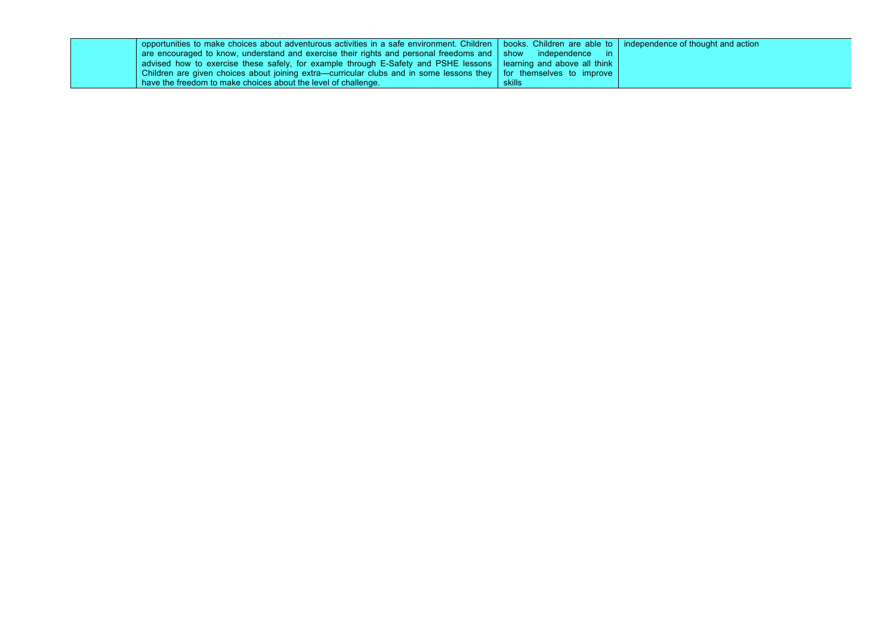| | | | |
|---|---|---|---|
| | opportunities to make choices about adventurous activities in a safe environment. Children are encouraged to know, understand and exercise their rights and personal freedoms and advised how to exercise these safely, for example through E-Safety and PSHE lessons Children are given choices about joining extra—curricular clubs and in some lessons they have the freedom to make choices about the level of challenge. | books. Children are able to show independence in learning and above all think for themselves to improve skills | independence of thought and action |